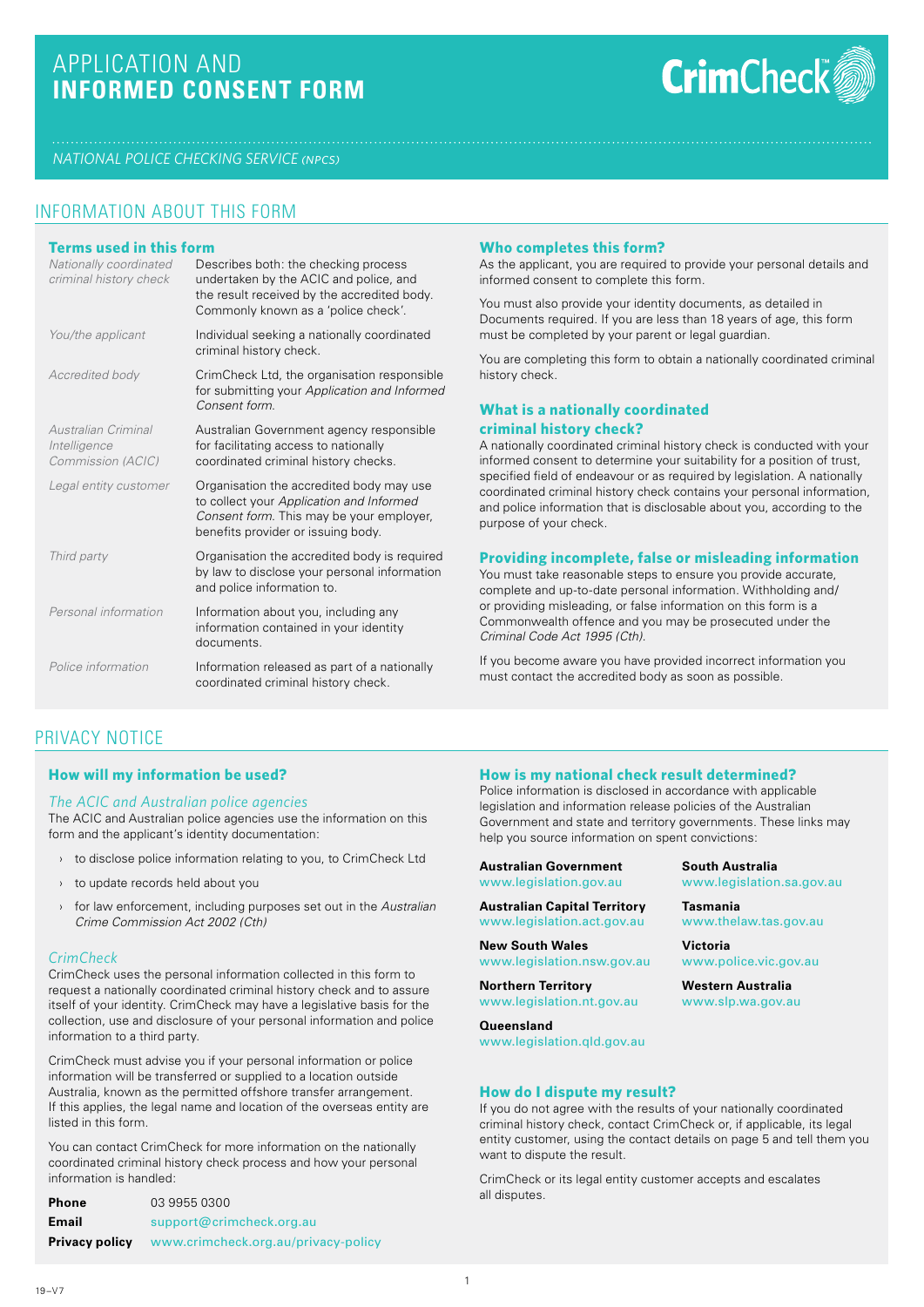# APPLICATION AND **INFORMED CONSENT FORM**

CrimCheck

*NATIONAL POLICE CHECKING SERVICE (NPCS)*

## INFORMATION ABOUT THIS FORM

### Terms used in this form

| Term | Description |
|---|---|
| *Nationally coordinated criminal history check* | Describes both: the checking process undertaken by the ACIC and police, and the result received by the accredited body. Commonly known as a 'police check'. |
| *You/the applicant* | Individual seeking a nationally coordinated criminal history check. |
| *Accredited body* | CrimCheck Ltd, the organisation responsible for submitting your *Application and Informed Consent form*. |
| *Australian Criminal Intelligence Commission (ACIC)* | Australian Government agency responsible for facilitating access to nationally coordinated criminal history checks. |
| *Legal entity customer* | Organisation the accredited body may use to collect your *Application and Informed Consent form*. This may be your employer, benefits provider or issuing body. |
| *Third party* | Organisation the accredited body is required by law to disclose your personal information and police information to. |
| *Personal information* | Information about you, including any information contained in your identity documents. |
| *Police information* | Information released as part of a nationally coordinated criminal history check. |

### Who completes this form?

As the applicant, you are required to provide your personal details and informed consent to complete this form.

You must also provide your identity documents, as detailed in Documents required. If you are less than 18 years of age, this form must be completed by your parent or legal guardian.

You are completing this form to obtain a nationally coordinated criminal history check.

### What is a nationally coordinated criminal history check?

A nationally coordinated criminal history check is conducted with your informed consent to determine your suitability for a position of trust, specified field of endeavour or as required by legislation. A nationally coordinated criminal history check contains your personal information, and police information that is disclosable about you, according to the purpose of your check.

### Providing incomplete, false or misleading information

You must take reasonable steps to ensure you provide accurate, complete and up-to-date personal information. Withholding and/or providing misleading, or false information on this form is a Commonwealth offence and you may be prosecuted under the *Criminal Code Act 1995 (Cth)*.

If you become aware you have provided incorrect information you must contact the accredited body as soon as possible.

## PRIVACY NOTICE

### How will my information be used?

*The ACIC and Australian police agencies*

The ACIC and Australian police agencies use the information on this form and the applicant's identity documentation:

- to disclose police information relating to you, to CrimCheck Ltd
- to update records held about you
- for law enforcement, including purposes set out in the *Australian Crime Commission Act 2002 (Cth)*

*CrimCheck*

CrimCheck uses the personal information collected in this form to request a nationally coordinated criminal history check and to assure itself of your identity. CrimCheck may have a legislative basis for the collection, use and disclosure of your personal information and police information to a third party.

CrimCheck must advise you if your personal information or police information will be transferred or supplied to a location outside Australia, known as the permitted offshore transfer arrangement. If this applies, the legal name and location of the overseas entity are listed in this form.

You can contact CrimCheck for more information on the nationally coordinated criminal history check process and how your personal information is handled:

**Phone** 03 9955 0300
**Email** support@crimcheck.org.au
**Privacy policy** www.crimcheck.org.au/privacy-policy

### How is my national check result determined?

Police information is disclosed in accordance with applicable legislation and information release policies of the Australian Government and state and territory governments. These links may help you source information on spent convictions:

**Australian Government**
www.legislation.gov.au

**Australian Capital Territory**
www.legislation.act.gov.au

**New South Wales**
www.legislation.nsw.gov.au

**Northern Territory**
www.legislation.nt.gov.au

**Queensland**
www.legislation.qld.gov.au

**South Australia**
www.legislation.sa.gov.au

**Tasmania**
www.thelaw.tas.gov.au

**Victoria**
www.police.vic.gov.au

**Western Australia**
www.slp.wa.gov.au

### How do I dispute my result?

If you do not agree with the results of your nationally coordinated criminal history check, contact CrimCheck or, if applicable, its legal entity customer, using the contact details on page 5 and tell them you want to dispute the result.

CrimCheck or its legal entity customer accepts and escalates all disputes.

19–V7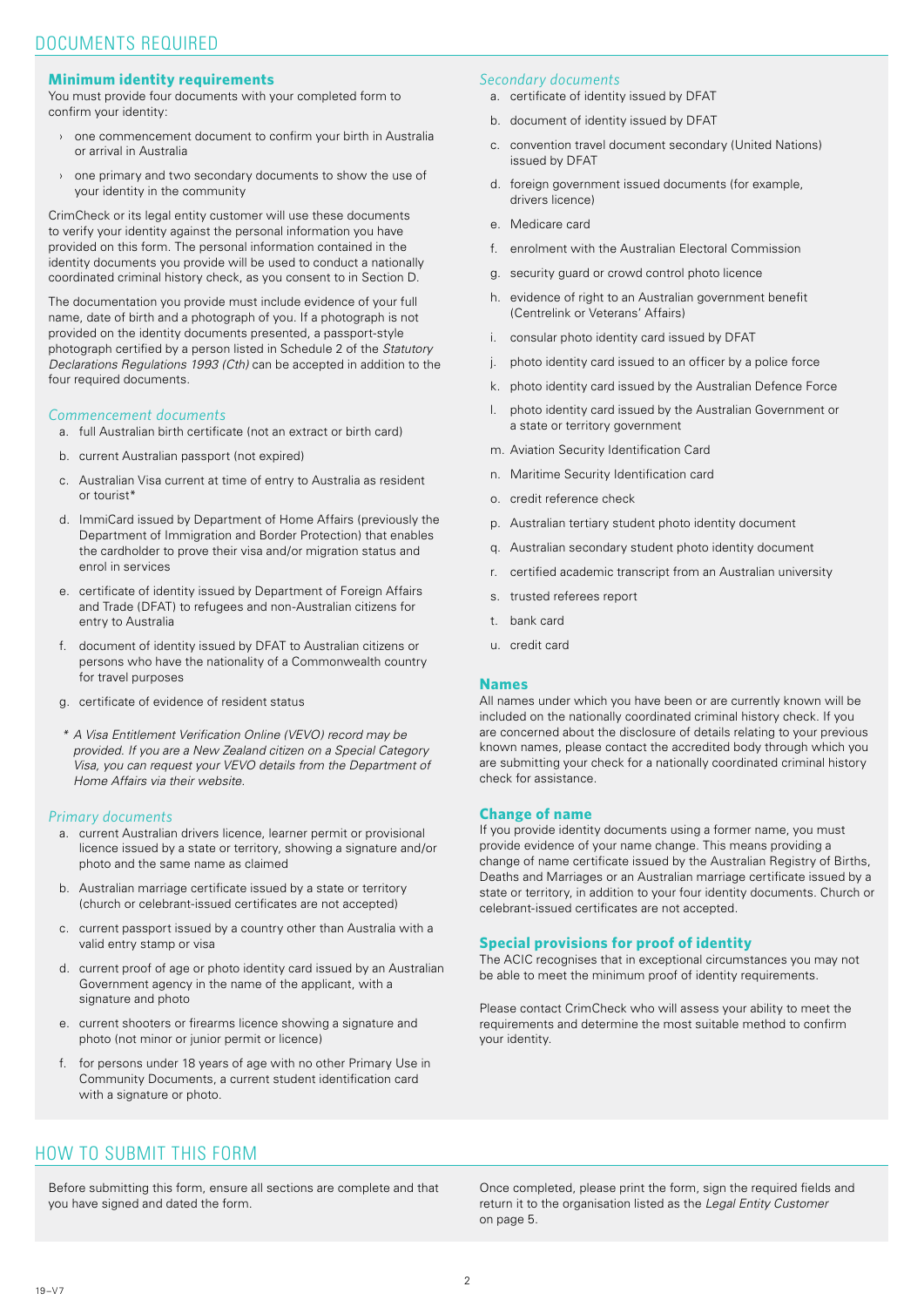# DOCUMENTS REQUIRED

### Minimum identity requirements

You must provide four documents with your completed form to confirm your identity:

- one commencement document to confirm your birth in Australia or arrival in Australia
- one primary and two secondary documents to show the use of your identity in the community

CrimCheck or its legal entity customer will use these documents to verify your identity against the personal information you have provided on this form. The personal information contained in the identity documents you provide will be used to conduct a nationally coordinated criminal history check, as you consent to in Section D.

The documentation you provide must include evidence of your full name, date of birth and a photograph of you. If a photograph is not provided on the identity documents presented, a passport-style photograph certified by a person listed in Schedule 2 of the *Statutory Declarations Regulations 1993 (Cth)* can be accepted in addition to the four required documents.

### *Commencement documents*

a. full Australian birth certificate (not an extract or birth card)

b. current Australian passport (not expired)

c. Australian Visa current at time of entry to Australia as resident or tourist*

d. ImmiCard issued by Department of Home Affairs (previously the Department of Immigration and Border Protection) that enables the cardholder to prove their visa and/or migration status and enrol in services

e. certificate of identity issued by Department of Foreign Affairs and Trade (DFAT) to refugees and non-Australian citizens for entry to Australia

f. document of identity issued by DFAT to Australian citizens or persons who have the nationality of a Commonwealth country for travel purposes

g. certificate of evidence of resident status

*\* A Visa Entitlement Verification Online (VEVO) record may be provided. If you are a New Zealand citizen on a Special Category Visa, you can request your VEVO details from the Department of Home Affairs via their website.*

### *Primary documents*

a. current Australian drivers licence, learner permit or provisional licence issued by a state or territory, showing a signature and/or photo and the same name as claimed

b. Australian marriage certificate issued by a state or territory (church or celebrant-issued certificates are not accepted)

c. current passport issued by a country other than Australia with a valid entry stamp or visa

d. current proof of age or photo identity card issued by an Australian Government agency in the name of the applicant, with a signature and photo

e. current shooters or firearms licence showing a signature and photo (not minor or junior permit or licence)

f. for persons under 18 years of age with no other Primary Use in Community Documents, a current student identification card with a signature or photo.

### *Secondary documents*

a. certificate of identity issued by DFAT

b. document of identity issued by DFAT

c. convention travel document secondary (United Nations) issued by DFAT

d. foreign government issued documents (for example, drivers licence)

e. Medicare card

f. enrolment with the Australian Electoral Commission

g. security guard or crowd control photo licence

h. evidence of right to an Australian government benefit (Centrelink or Veterans' Affairs)

i. consular photo identity card issued by DFAT

j. photo identity card issued to an officer by a police force

k. photo identity card issued by the Australian Defence Force

l. photo identity card issued by the Australian Government or a state or territory government

m. Aviation Security Identification Card

n. Maritime Security Identification card

o. credit reference check

p. Australian tertiary student photo identity document

q. Australian secondary student photo identity document

r. certified academic transcript from an Australian university

s. trusted referees report

t. bank card

u. credit card

### Names

All names under which you have been or are currently known will be included on the nationally coordinated criminal history check. If you are concerned about the disclosure of details relating to your previous known names, please contact the accredited body through which you are submitting your check for a nationally coordinated criminal history check for assistance.

### Change of name

If you provide identity documents using a former name, you must provide evidence of your name change. This means providing a change of name certificate issued by the Australian Registry of Births, Deaths and Marriages or an Australian marriage certificate issued by a state or territory, in addition to your four identity documents. Church or celebrant-issued certificates are not accepted.

### Special provisions for proof of identity

The ACIC recognises that in exceptional circumstances you may not be able to meet the minimum proof of identity requirements.

Please contact CrimCheck who will assess your ability to meet the requirements and determine the most suitable method to confirm your identity.

# HOW TO SUBMIT THIS FORM

Before submitting this form, ensure all sections are complete and that you have signed and dated the form.

Once completed, please print the form, sign the required fields and return it to the organisation listed as the *Legal Entity Customer* on page 5.

19–V7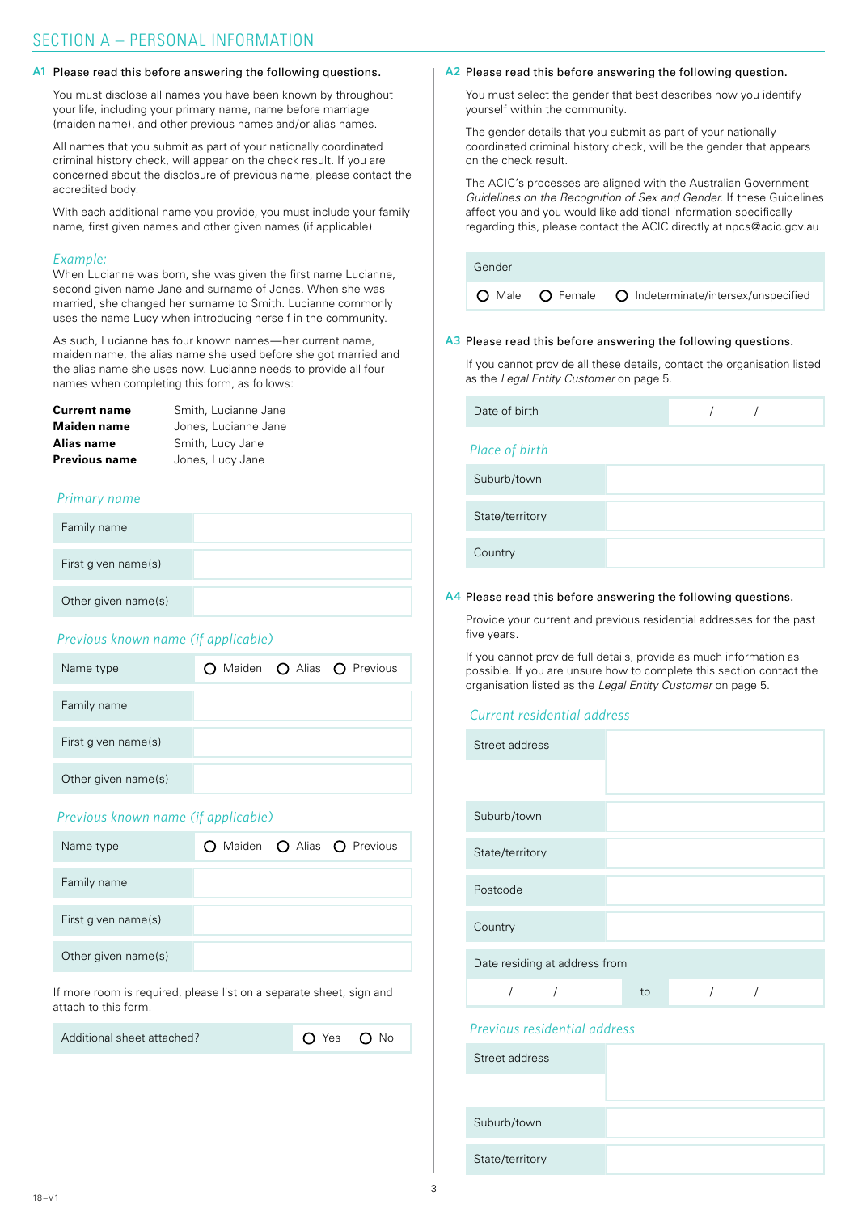# SECTION A – PERSONAL INFORMATION

**A1** Please read this before answering the following questions.

You must disclose all names you have been known by throughout your life, including your primary name, name before marriage (maiden name), and other previous names and/or alias names.

All names that you submit as part of your nationally coordinated criminal history check, will appear on the check result. If you are concerned about the disclosure of previous name, please contact the accredited body.

With each additional name you provide, you must include your family name, first given names and other given names (if applicable).

*Example:*
When Lucianne was born, she was given the first name Lucianne, second given name Jane and surname of Jones. When she was married, she changed her surname to Smith. Lucianne commonly uses the name Lucy when introducing herself in the community.

As such, Lucianne has four known names—her current name, maiden name, the alias name she used before she got married and the alias name she uses now. Lucianne needs to provide all four names when completing this form, as follows:

| | |
|---|---|
| **Current name** | Smith, Lucianne Jane |
| **Maiden name** | Jones, Lucianne Jane |
| **Alias name** | Smith, Lucy Jane |
| **Previous name** | Jones, Lucy Jane |

*Primary name*

| | |
|---|---|
| Family name | |
| First given name(s) | |
| Other given name(s) | |

*Previous known name (if applicable)*

| | |
|---|---|
| Name type | ○ Maiden ○ Alias ○ Previous |
| Family name | |
| First given name(s) | |
| Other given name(s) | |

*Previous known name (if applicable)*

| | |
|---|---|
| Name type | ○ Maiden ○ Alias ○ Previous |
| Family name | |
| First given name(s) | |
| Other given name(s) | |

If more room is required, please list on a separate sheet, sign and attach to this form.

| | |
|---|---|
| Additional sheet attached? | ○ Yes ○ No |

**A2** Please read this before answering the following question.

You must select the gender that best describes how you identify yourself within the community.

The gender details that you submit as part of your nationally coordinated criminal history check, will be the gender that appears on the check result.

The ACIC's processes are aligned with the Australian Government *Guidelines on the Recognition of Sex and Gender*. If these Guidelines affect you and you would like additional information specifically regarding this, please contact the ACIC directly at npcs@acic.gov.au

| Gender |
|---|
| ○ Male ○ Female ○ Indeterminate/intersex/unspecified |

**A3** Please read this before answering the following questions.

If you cannot provide all these details, contact the organisation listed as the *Legal Entity Customer* on page 5.

| | |
|---|---|
| Date of birth | / / |

*Place of birth*

| | |
|---|---|
| Suburb/town | |
| State/territory | |
| Country | |

**A4** Please read this before answering the following questions.

Provide your current and previous residential addresses for the past five years.

If you cannot provide full details, provide as much information as possible. If you are unsure how to complete this section contact the organisation listed as the *Legal Entity Customer* on page 5.

*Current residential address*

| | |
|---|---|
| Street address | |
| Suburb/town | |
| State/territory | |
| Postcode | |
| Country | |
| Date residing at address from | / / to / / |

*Previous residential address*

| | |
|---|---|
| Street address | |
| Suburb/town | |
| State/territory | |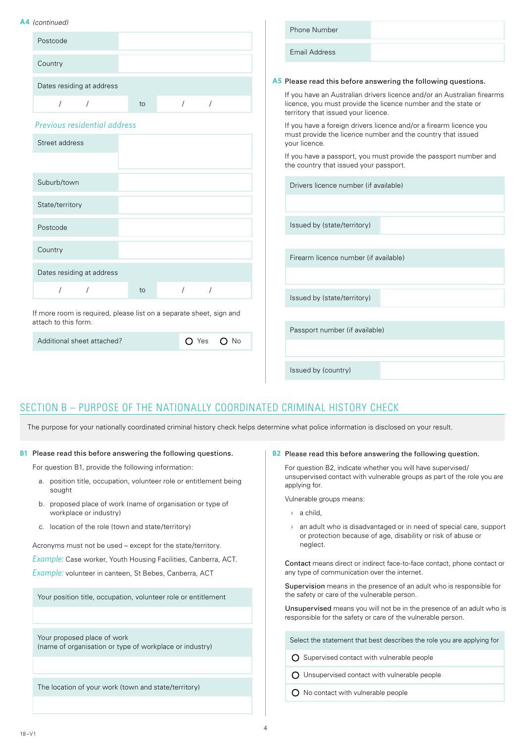**A4** *(continued)*

| | |
|---|---|
| Postcode | |
| Country | |
| Dates residing at address | |
| / / | to / / |

*Previous residential address*

| | |
|---|---|
| Street address | |
| Suburb/town | |
| State/territory | |
| Postcode | |
| Country | |
| Dates residing at address | |
| / / | to / / |

If more room is required, please list on a separate sheet, sign and attach to this form.

| | |
|---|---|
| Additional sheet attached? | ○ Yes ○ No |

| | |
|---|---|
| Phone Number | |
| Email Address | |

**A5** Please read this before answering the following questions.

If you have an Australian drivers licence and/or an Australian firearms licence, you must provide the licence number and the state or territory that issued your licence.

If you have a foreign drivers licence and/or a firearm licence you must provide the licence number and the country that issued your licence.

If you have a passport, you must provide the passport number and the country that issued your passport.

| | |
|---|---|
| Drivers licence number (if available) | |
| Issued by (state/territory) | |
| Firearm licence number (if available) | |
| Issued by (state/territory) | |
| Passport number (if available) | |
| Issued by (country) | |

## SECTION B – PURPOSE OF THE NATIONALLY COORDINATED CRIMINAL HISTORY CHECK

The purpose for your nationally coordinated criminal history check helps determine what police information is disclosed on your result.

**B1** Please read this before answering the following questions.

For question B1, provide the following information:

a. position title, occupation, volunteer role or entitlement being sought
b. proposed place of work (name of organisation or type of workplace or industry)
c. location of the role (town and state/territory)

Acronyms must not be used – except for the state/territory.

*Example:* Case worker, Youth Housing Facilities, Canberra, ACT.

*Example:* volunteer in canteen, St Bebes, Canberra, ACT

| |
|---|
| Your position title, occupation, volunteer role or entitlement |
| |
| Your proposed place of work (name of organisation or type of workplace or industry) |
| |
| The location of your work (town and state/territory) |
| |

**B2** Please read this before answering the following question.

For question B2, indicate whether you will have supervised/unsupervised contact with vulnerable groups as part of the role you are applying for.

Vulnerable groups means:

- a child,
- an adult who is disadvantaged or in need of special care, support or protection because of age, disability or risk of abuse or neglect.

**Contact** means direct or indirect face-to-face contact, phone contact or any type of communication over the internet.

**Supervision** means in the presence of an adult who is responsible for the safety or care of the vulnerable person.

**Unsupervised** means you will not be in the presence of an adult who is responsible for the safety or care of the vulnerable person.

| Select the statement that best describes the role you are applying for |
|---|
| ○ Supervised contact with vulnerable people |
| ○ Unsupervised contact with vulnerable people |
| ○ No contact with vulnerable people |

18–V1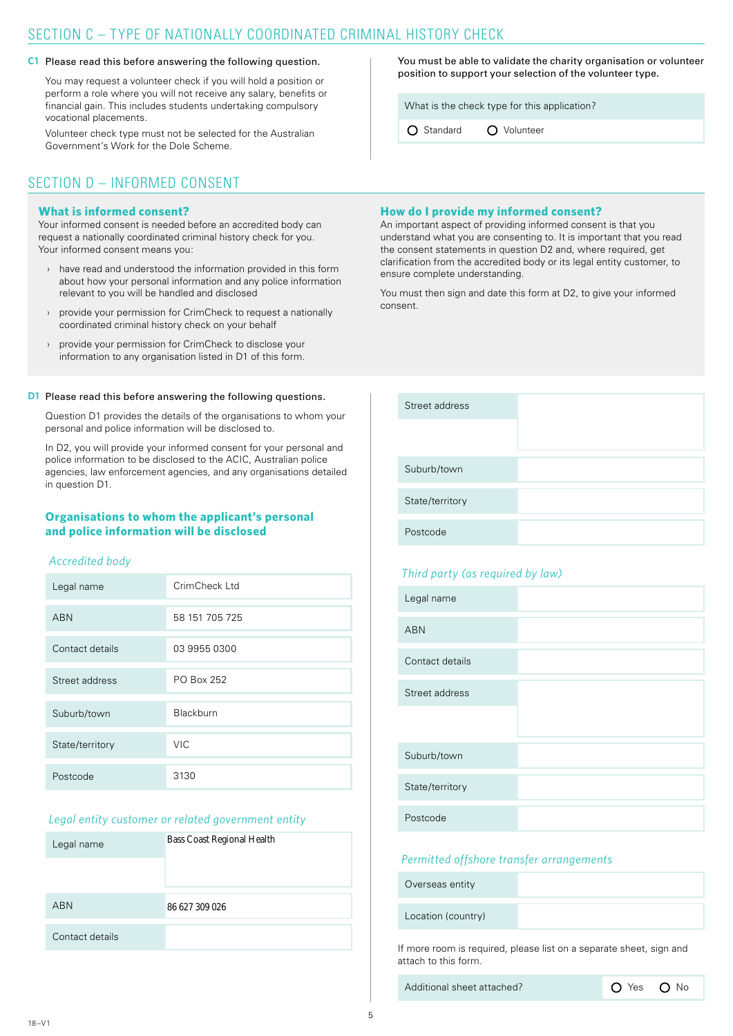## SECTION C – TYPE OF NATIONALLY COORDINATED CRIMINAL HISTORY CHECK

**C1** Please read this before answering the following question.

You may request a volunteer check if you will hold a position or perform a role where you will not receive any salary, benefits or financial gain. This includes students undertaking compulsory vocational placements.

Volunteer check type must not be selected for the Australian Government's Work for the Dole Scheme.

You must be able to validate the charity organisation or volunteer position to support your selection of the volunteer type.

| What is the check type for this application? | |
|---|---|
| ○ Standard | ○ Volunteer |

## SECTION D – INFORMED CONSENT

### What is informed consent?

Your informed consent is needed before an accredited body can request a nationally coordinated criminal history check for you. Your informed consent means you:

- have read and understood the information provided in this form about how your personal information and any police information relevant to you will be handled and disclosed
- provide your permission for CrimCheck to request a nationally coordinated criminal history check on your behalf
- provide your permission for CrimCheck to disclose your information to any organisation listed in D1 of this form.

### How do I provide my informed consent?

An important aspect of providing informed consent is that you understand what you are consenting to. It is important that you read the consent statements in question D2 and, where required, get clarification from the accredited body or its legal entity customer, to ensure complete understanding.

You must then sign and date this form at D2, to give your informed consent.

**D1** Please read this before answering the following questions.

Question D1 provides the details of the organisations to whom your personal and police information will be disclosed to.

In D2, you will provide your informed consent for your personal and police information to be disclosed to the ACIC, Australian police agencies, law enforcement agencies, and any organisations detailed in question D1.

### Organisations to whom the applicant's personal and police information will be disclosed

*Accredited body*

| | |
|---|---|
| Legal name | CrimCheck Ltd |
| ABN | 58 151 705 725 |
| Contact details | 03 9955 0300 |
| Street address | PO Box 252 |
| Suburb/town | Blackburn |
| State/territory | VIC |
| Postcode | 3130 |

*Legal entity customer or related government entity*

| | |
|---|---|
| Legal name | Bass Coast Regional Health |
| ABN | 86 627 309 026 |
| Contact details | |
| Street address | |
| Suburb/town | |
| State/territory | |
| Postcode | |

*Third party (as required by law)*

| | |
|---|---|
| Legal name | |
| ABN | |
| Contact details | |
| Street address | |
| Suburb/town | |
| State/territory | |
| Postcode | |

*Permitted offshore transfer arrangements*

| | |
|---|---|
| Overseas entity | |
| Location (country) | |

If more room is required, please list on a separate sheet, sign and attach to this form.

| Additional sheet attached? | ○ Yes ○ No |
|---|---|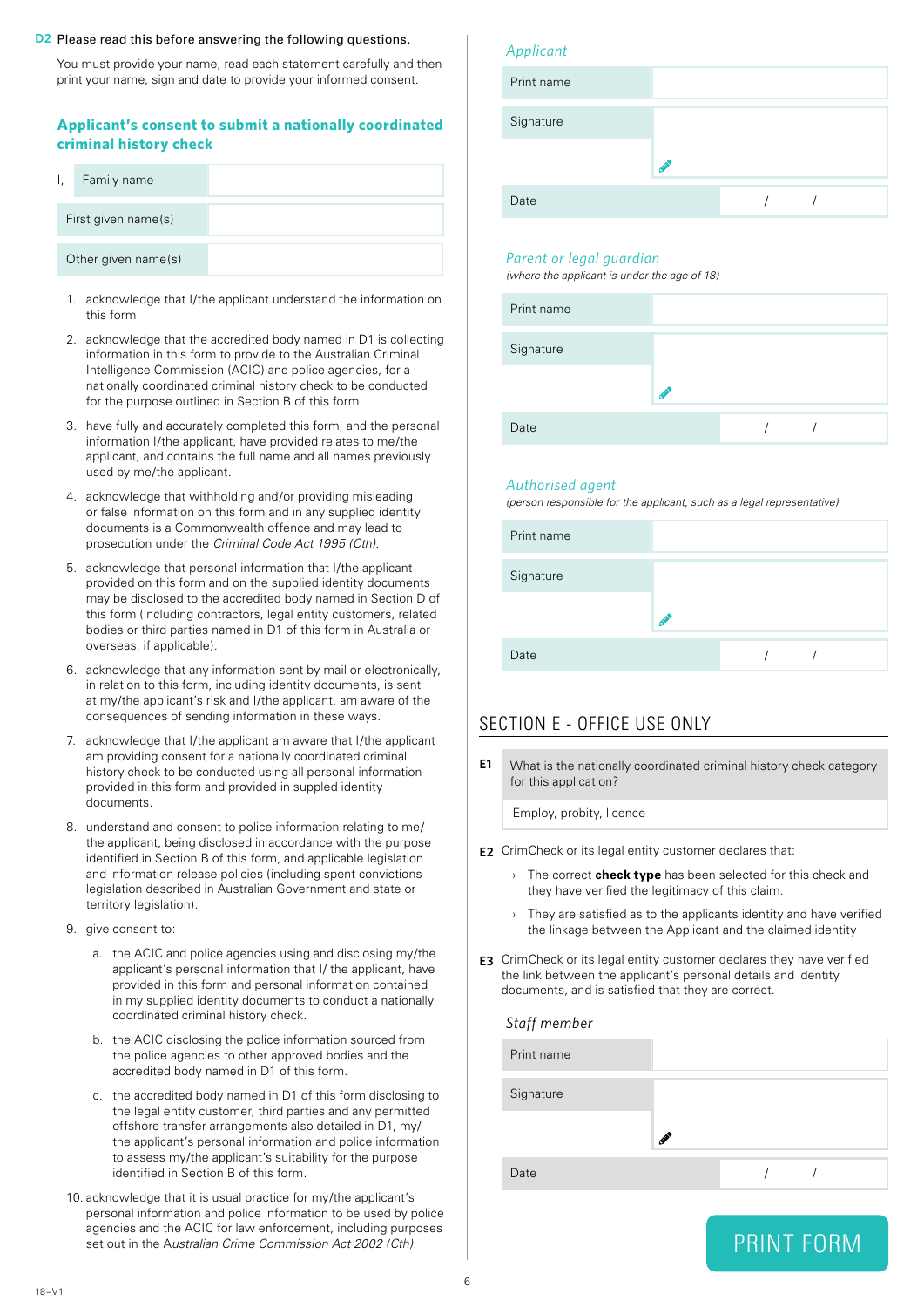**D2** Please read this before answering the following questions.

You must provide your name, read each statement carefully and then print your name, sign and date to provide your informed consent.

## Applicant's consent to submit a nationally coordinated criminal history check

| | |
|---|---|
| I, Family name | |
| First given name(s) | |
| Other given name(s) | |

1. acknowledge that I/the applicant understand the information on this form.
2. acknowledge that the accredited body named in D1 is collecting information in this form to provide to the Australian Criminal Intelligence Commission (ACIC) and police agencies, for a nationally coordinated criminal history check to be conducted for the purpose outlined in Section B of this form.
3. have fully and accurately completed this form, and the personal information I/the applicant, have provided relates to me/the applicant, and contains the full name and all names previously used by me/the applicant.
4. acknowledge that withholding and/or providing misleading or false information on this form and in any supplied identity documents is a Commonwealth offence and may lead to prosecution under the *Criminal Code Act 1995 (Cth)*.
5. acknowledge that personal information that I/the applicant provided on this form and on the supplied identity documents may be disclosed to the accredited body named in Section D of this form (including contractors, legal entity customers, related bodies or third parties named in D1 of this form in Australia or overseas, if applicable).
6. acknowledge that any information sent by mail or electronically, in relation to this form, including identity documents, is sent at my/the applicant's risk and I/the applicant, am aware of the consequences of sending information in these ways.
7. acknowledge that I/the applicant am aware that I/the applicant am providing consent for a nationally coordinated criminal history check to be conducted using all personal information provided in this form and provided in suppled identity documents.
8. understand and consent to police information relating to me/ the applicant, being disclosed in accordance with the purpose identified in Section B of this form, and applicable legislation and information release policies (including spent convictions legislation described in Australian Government and state or territory legislation).
9. give consent to:
   a. the ACIC and police agencies using and disclosing my/the applicant's personal information that I/ the applicant, have provided in this form and personal information contained in my supplied identity documents to conduct a nationally coordinated criminal history check.
   b. the ACIC disclosing the police information sourced from the police agencies to other approved bodies and the accredited body named in D1 of this form.
   c. the accredited body named in D1 of this form disclosing to the legal entity customer, third parties and any permitted offshore transfer arrangements also detailed in D1, my/ the applicant's personal information and police information to assess my/the applicant's suitability for the purpose identified in Section B of this form.
10. acknowledge that it is usual practice for my/the applicant's personal information and police information to be used by police agencies and the ACIC for law enforcement, including purposes set out in the *Australian Crime Commission Act 2002 (Cth)*.

*Applicant*

| | |
|---|---|
| Print name | |
| Signature | |
| Date | / / |

*Parent or legal guardian*
*(where the applicant is under the age of 18)*

| | |
|---|---|
| Print name | |
| Signature | |
| Date | / / |

*Authorised agent*
*(person responsible for the applicant, such as a legal representative)*

| | |
|---|---|
| Print name | |
| Signature | |
| Date | / / |

## SECTION E - OFFICE USE ONLY

**E1** What is the nationally coordinated criminal history check category for this application?

Employ, probity, licence

**E2** CrimCheck or its legal entity customer declares that:

- The correct **check type** has been selected for this check and they have verified the legitimacy of this claim.
- They are satisfied as to the applicants identity and have verified the linkage between the Applicant and the claimed identity

**E3** CrimCheck or its legal entity customer declares they have verified the link between the applicant's personal details and identity documents, and is satisfied that they are correct.

*Staff member*

| | |
|---|---|
| Print name | |
| Signature | |
| Date | / / |

PRINT FORM

18–V1